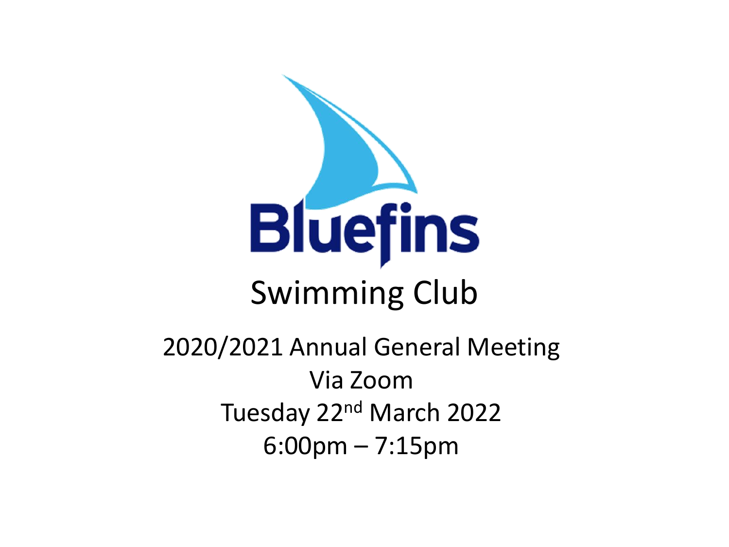# Bluefins

## Swimming Club

2020/2021 Annual General Meeting

Via Zoom

Tuesday 22nd March 2022

6:00pm – 7:15pm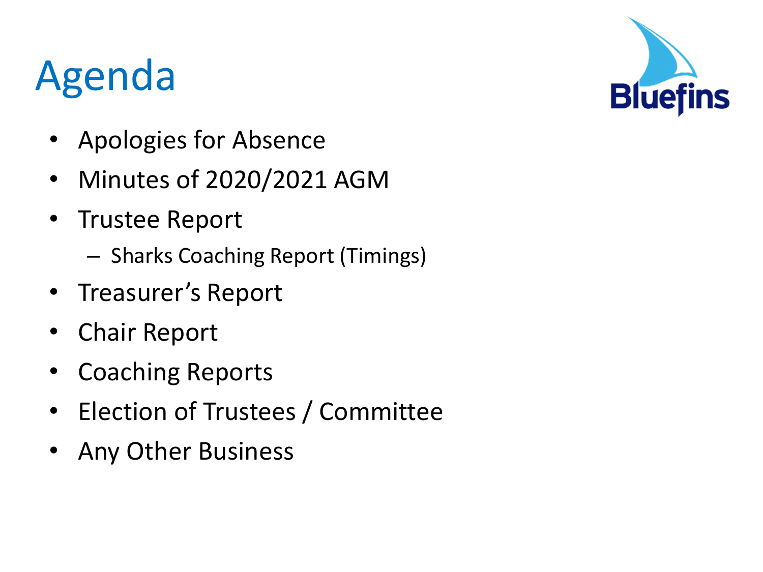# Agenda

Bluefins

- Apologies for Absence
- Minutes of 2020/2021 AGM
- Trustee Report
  - Sharks Coaching Report (Timings)
- Treasurer's Report
- Chair Report
- Coaching Reports
- Election of Trustees / Committee
- Any Other Business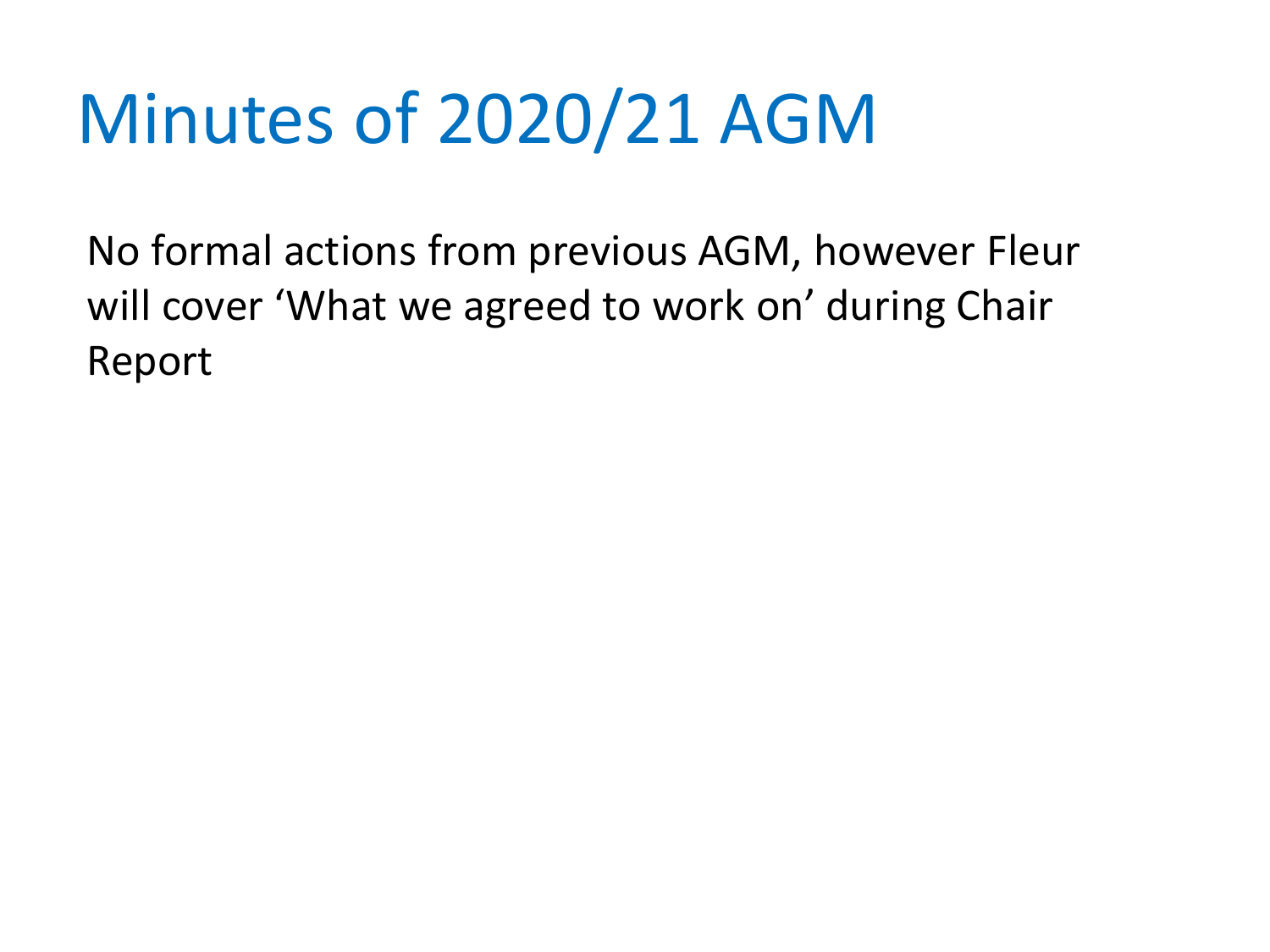# Minutes of 2020/21 AGM

No formal actions from previous AGM, however Fleur will cover ‘What we agreed to work on’ during Chair Report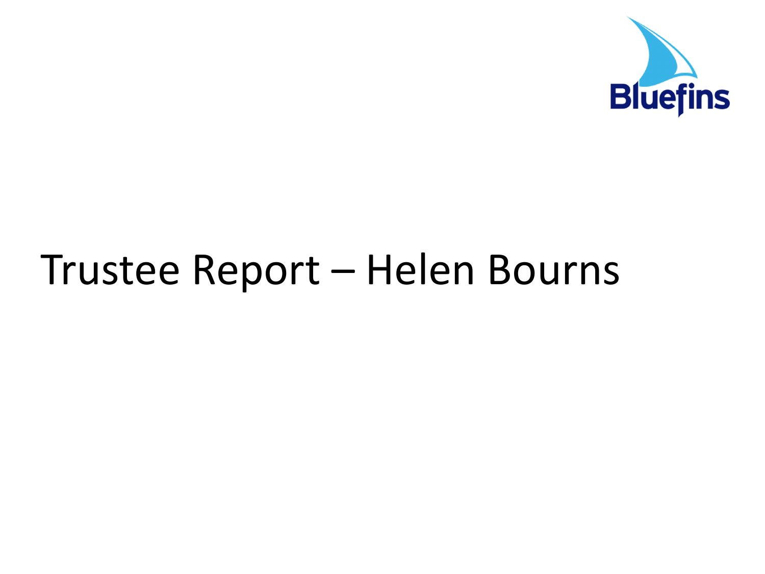# Trustee Report – Helen Bourns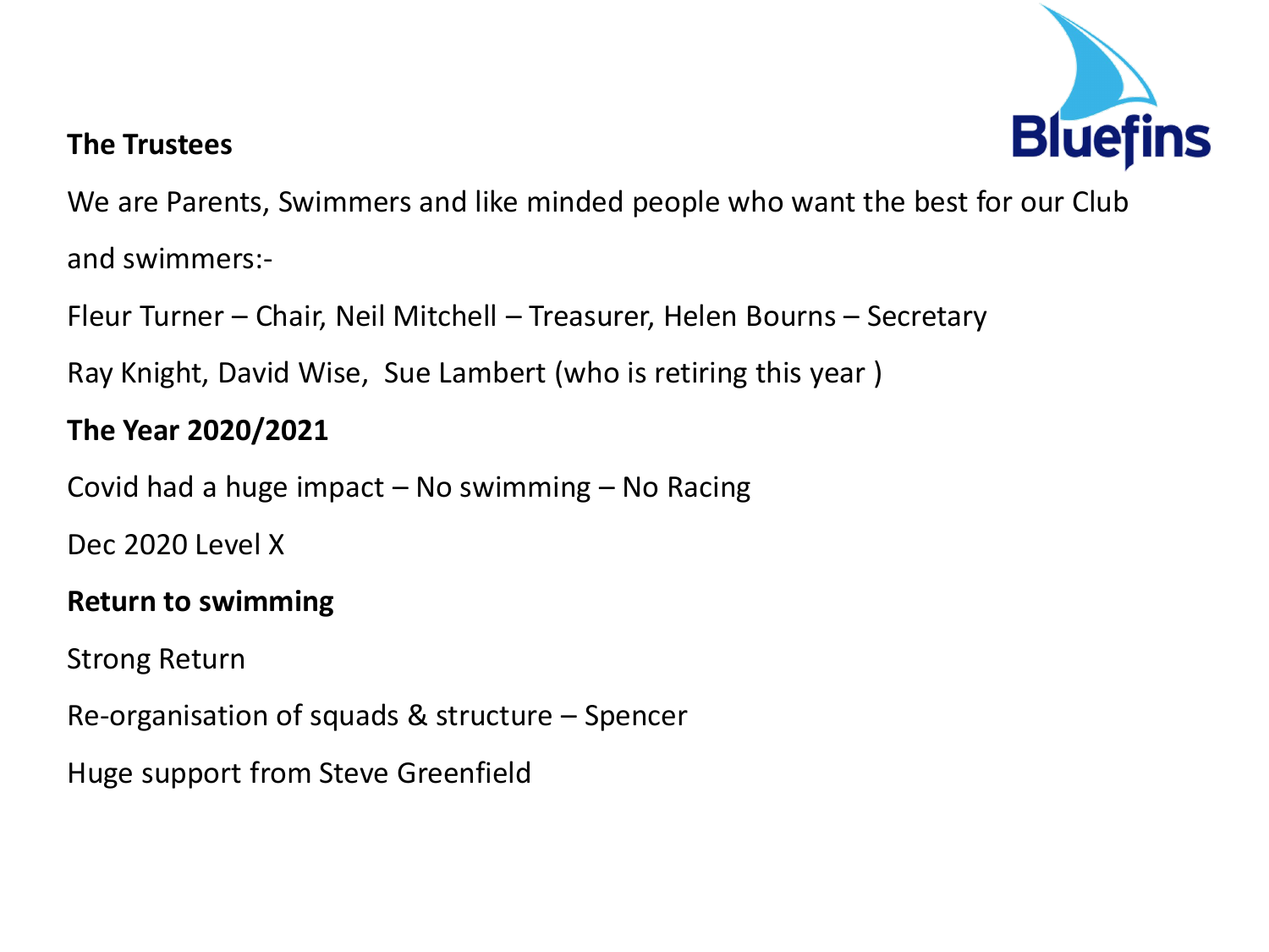**The Trustees**

We are Parents, Swimmers and like minded people who want the best for our Club and swimmers:-

Fleur Turner – Chair, Neil Mitchell – Treasurer, Helen Bourns – Secretary

Ray Knight, David Wise, Sue Lambert (who is retiring this year )

**The Year 2020/2021**

Covid had a huge impact – No swimming – No Racing

Dec 2020 Level X

**Return to swimming**

Strong Return

Re-organisation of squads & structure – Spencer

Huge support from Steve Greenfield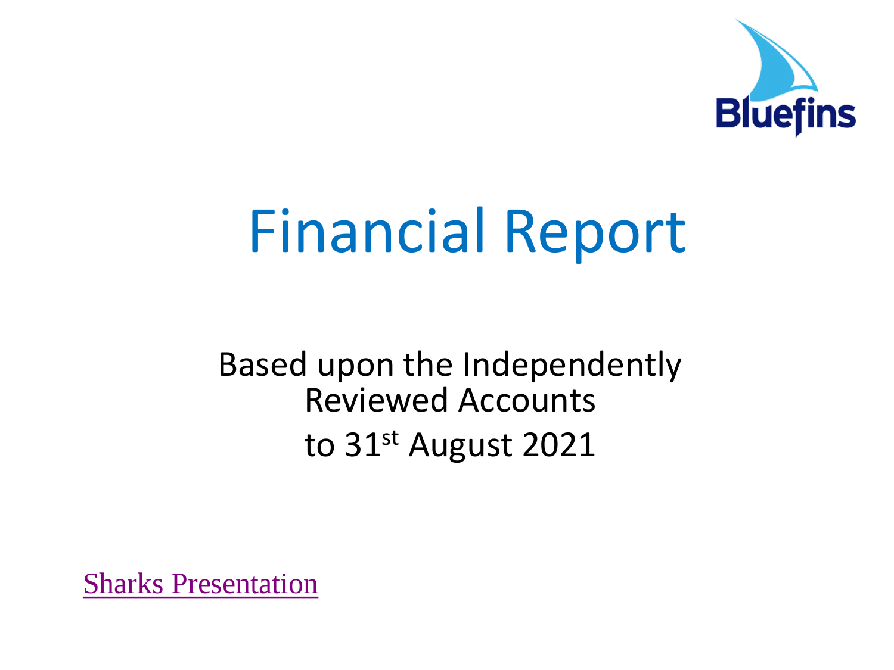Bluefins

# Financial Report

Based upon the Independently Reviewed Accounts

to 31st August 2021

Sharks Presentation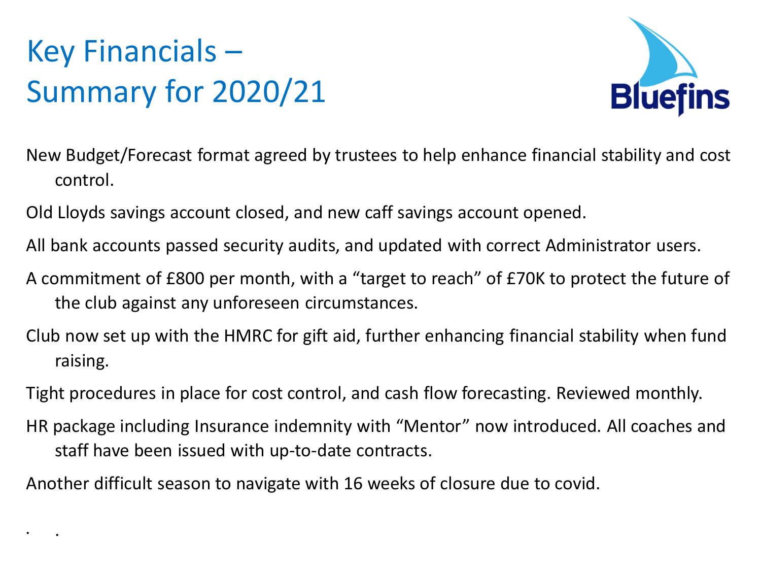# Key Financials – Summary for 2020/21

New Budget/Forecast format agreed by trustees to help enhance financial stability and cost control.

Old Lloyds savings account closed, and new caff savings account opened.

All bank accounts passed security audits, and updated with correct Administrator users.

A commitment of £800 per month, with a "target to reach" of £70K to protect the future of the club against any unforeseen circumstances.

Club now set up with the HMRC for gift aid, further enhancing financial stability when fund raising.

Tight procedures in place for cost control, and cash flow forecasting. Reviewed monthly.

HR package including Insurance indemnity with "Mentor" now introduced. All coaches and staff have been issued with up-to-date contracts.

Another difficult season to navigate with 16 weeks of closure due to covid.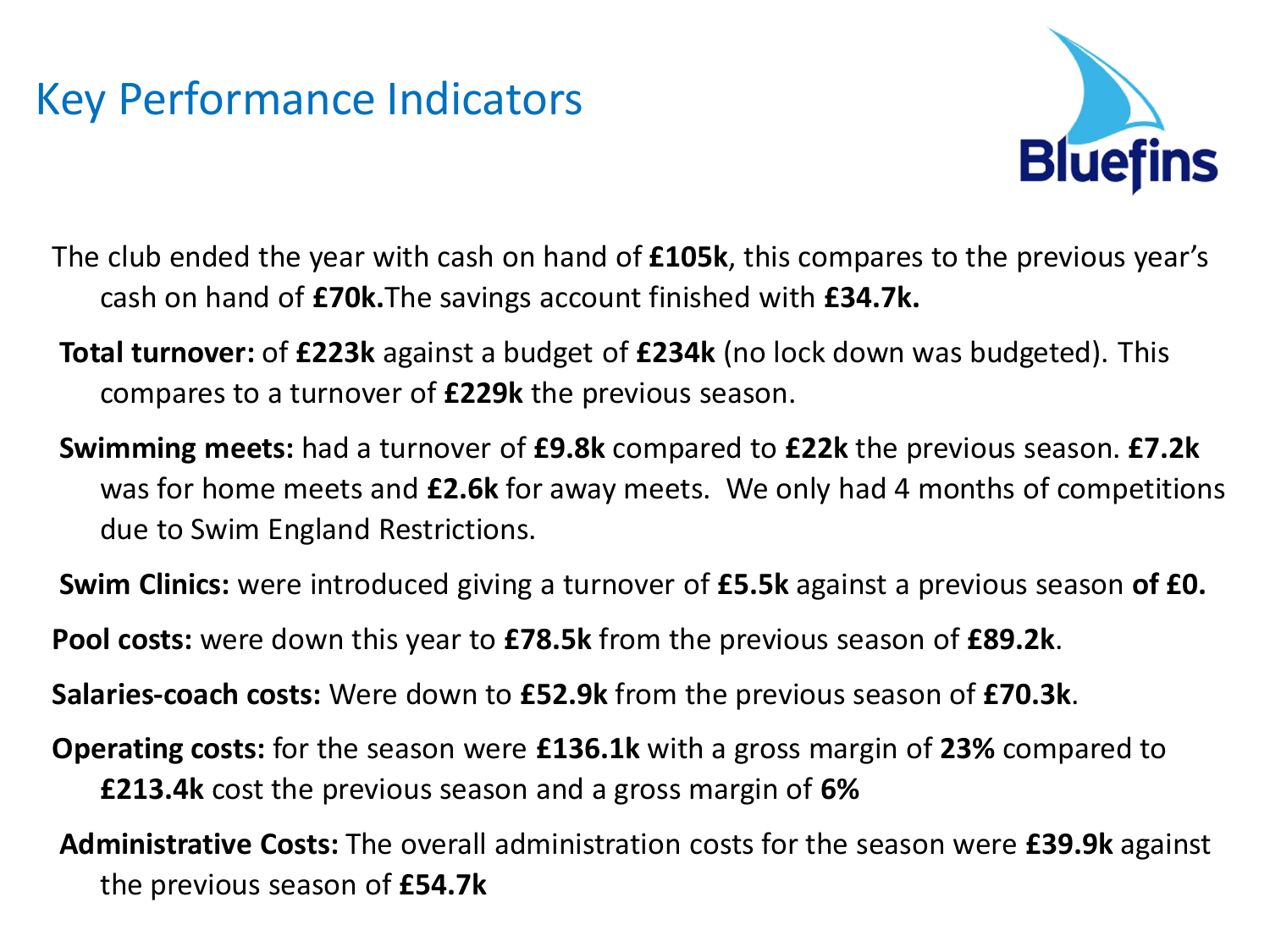# Key Performance Indicators

Bluefins

The club ended the year with cash on hand of **£105k**, this compares to the previous year's cash on hand of **£70k.**The savings account finished with **£34.7k.**

**Total turnover:** of **£223k** against a budget of **£234k** (no lock down was budgeted). This compares to a turnover of **£229k** the previous season.

**Swimming meets:** had a turnover of **£9.8k** compared to **£22k** the previous season. **£7.2k** was for home meets and **£2.6k** for away meets. We only had 4 months of competitions due to Swim England Restrictions.

**Swim Clinics:** were introduced giving a turnover of **£5.5k** against a previous season **of £0.**

**Pool costs:** were down this year to **£78.5k** from the previous season of **£89.2k**.

**Salaries-coach costs:** Were down to **£52.9k** from the previous season of **£70.3k**.

**Operating costs:** for the season were **£136.1k** with a gross margin of **23%** compared to **£213.4k** cost the previous season and a gross margin of **6%**

**Administrative Costs:** The overall administration costs for the season were **£39.9k** against the previous season of **£54.7k**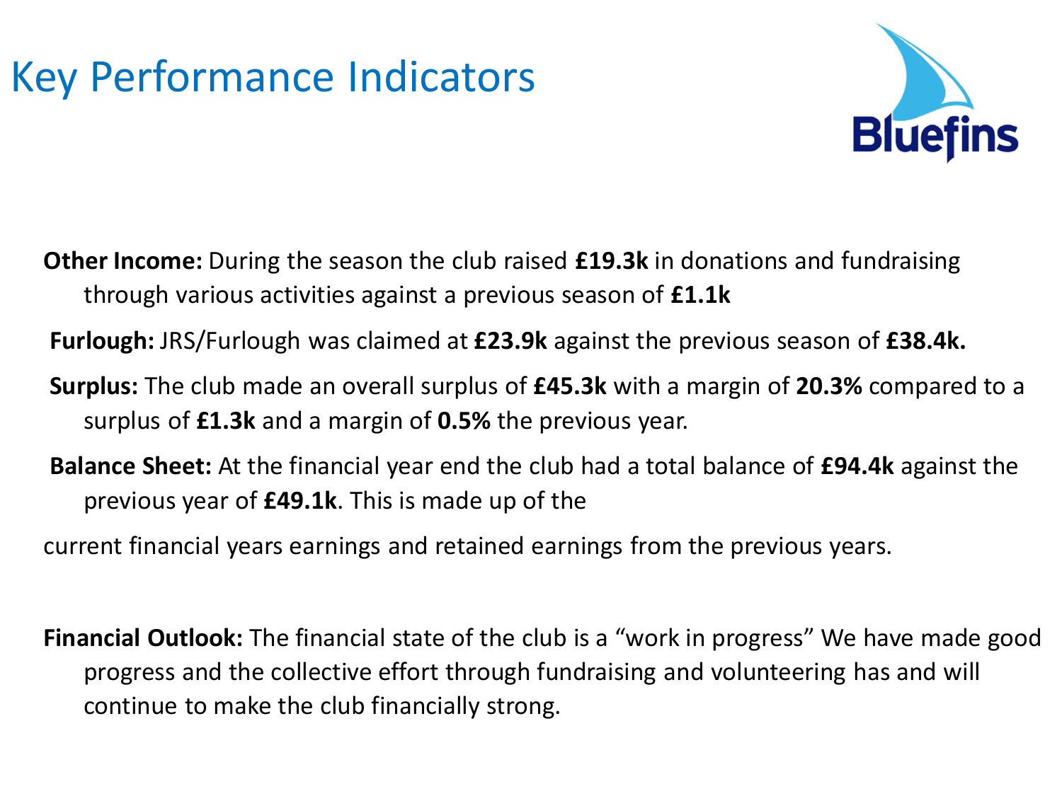# Key Performance Indicators

**Other Income:** During the season the club raised **£19.3k** in donations and fundraising through various activities against a previous season of **£1.1k**

**Furlough:** JRS/Furlough was claimed at **£23.9k** against the previous season of **£38.4k.**

**Surplus:** The club made an overall surplus of **£45.3k** with a margin of **20.3%** compared to a surplus of **£1.3k** and a margin of **0.5%** the previous year.

**Balance Sheet:** At the financial year end the club had a total balance of **£94.4k** against the previous year of **£49.1k**. This is made up of the

current financial years earnings and retained earnings from the previous years.

**Financial Outlook:** The financial state of the club is a "work in progress" We have made good progress and the collective effort through fundraising and volunteering has and will continue to make the club financially strong.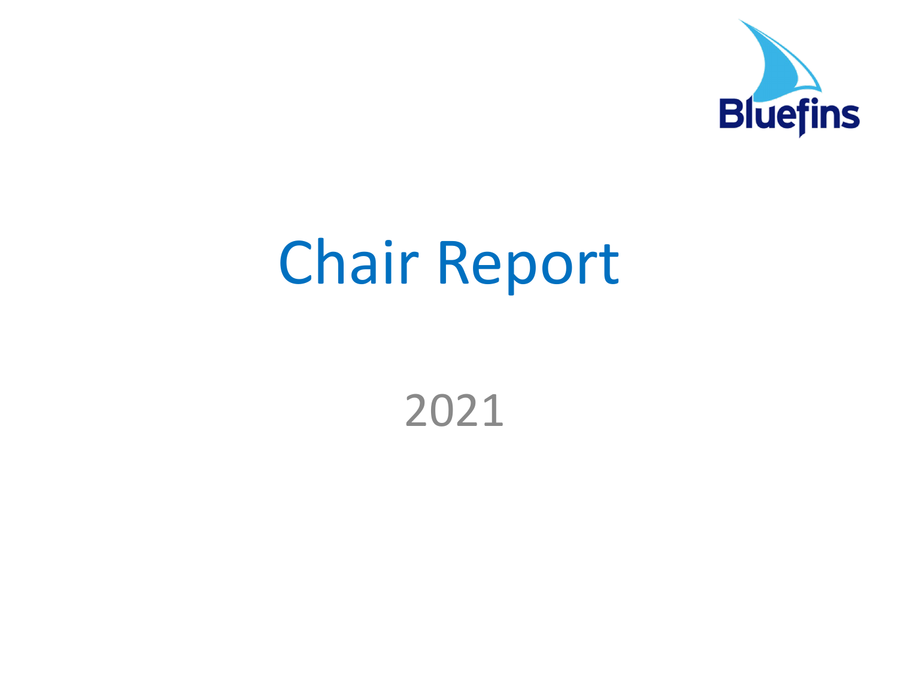Bluefins

# Chair Report

2021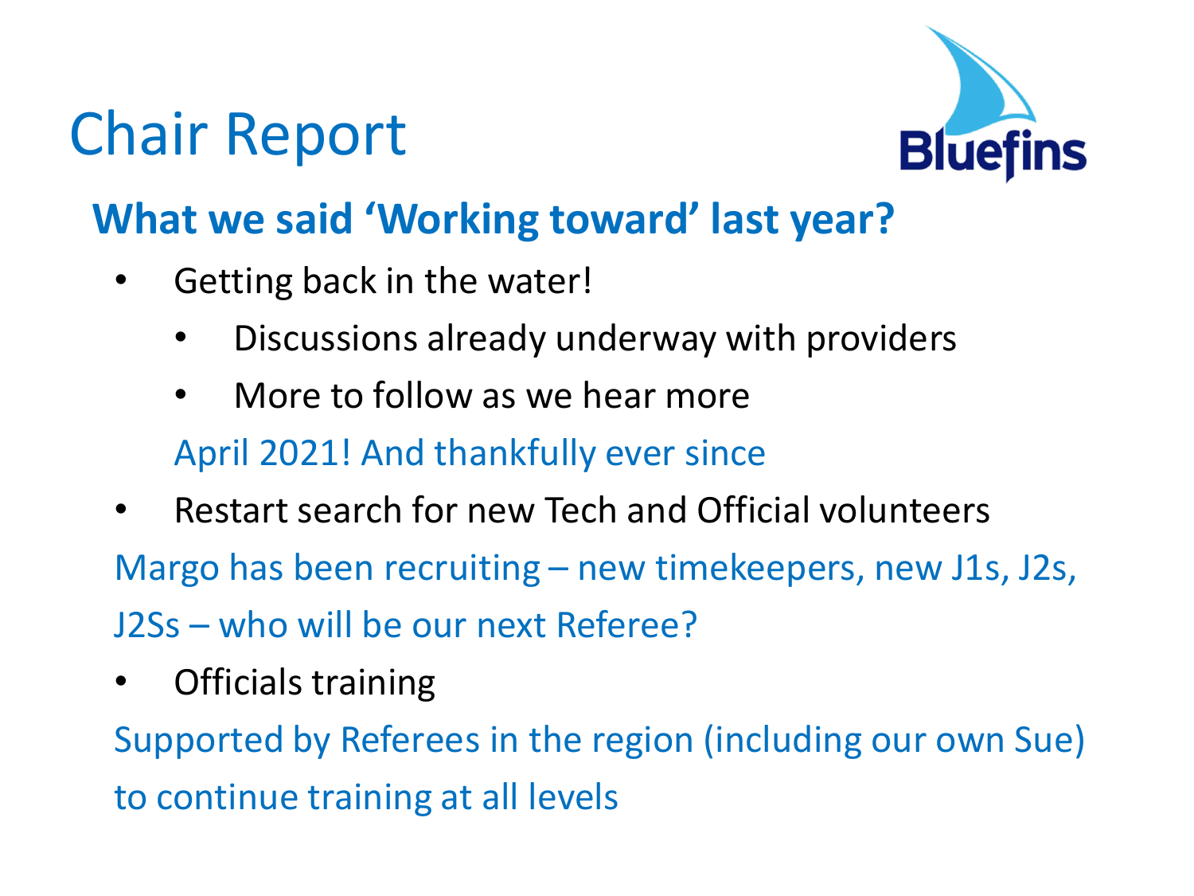# Chair Report

Bluefins

## What we said 'Working toward' last year?

- Getting back in the water!
  - Discussions already underway with providers
  - More to follow as we hear more

  April 2021! And thankfully ever since

- Restart search for new Tech and Official volunteers

Margo has been recruiting – new timekeepers, new J1s, J2s, J2Ss – who will be our next Referee?

- Officials training

Supported by Referees in the region (including our own Sue) to continue training at all levels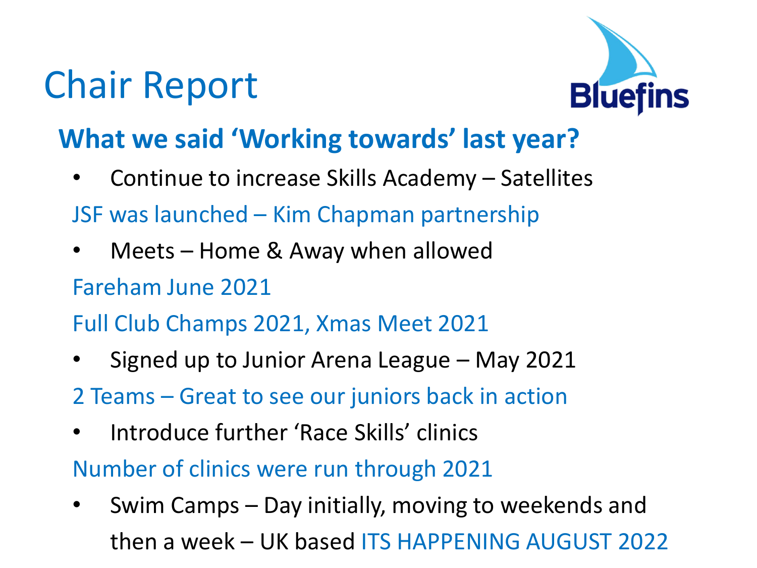# Chair Report

## What we said 'Working towards' last year?

- Continue to increase Skills Academy – Satellites

JSF was launched – Kim Chapman partnership

- Meets – Home & Away when allowed

Fareham June 2021

Full Club Champs 2021, Xmas Meet 2021

- Signed up to Junior Arena League – May 2021

2 Teams – Great to see our juniors back in action

- Introduce further 'Race Skills' clinics

Number of clinics were run through 2021

- Swim Camps – Day initially, moving to weekends and then a week – UK based ITS HAPPENING AUGUST 2022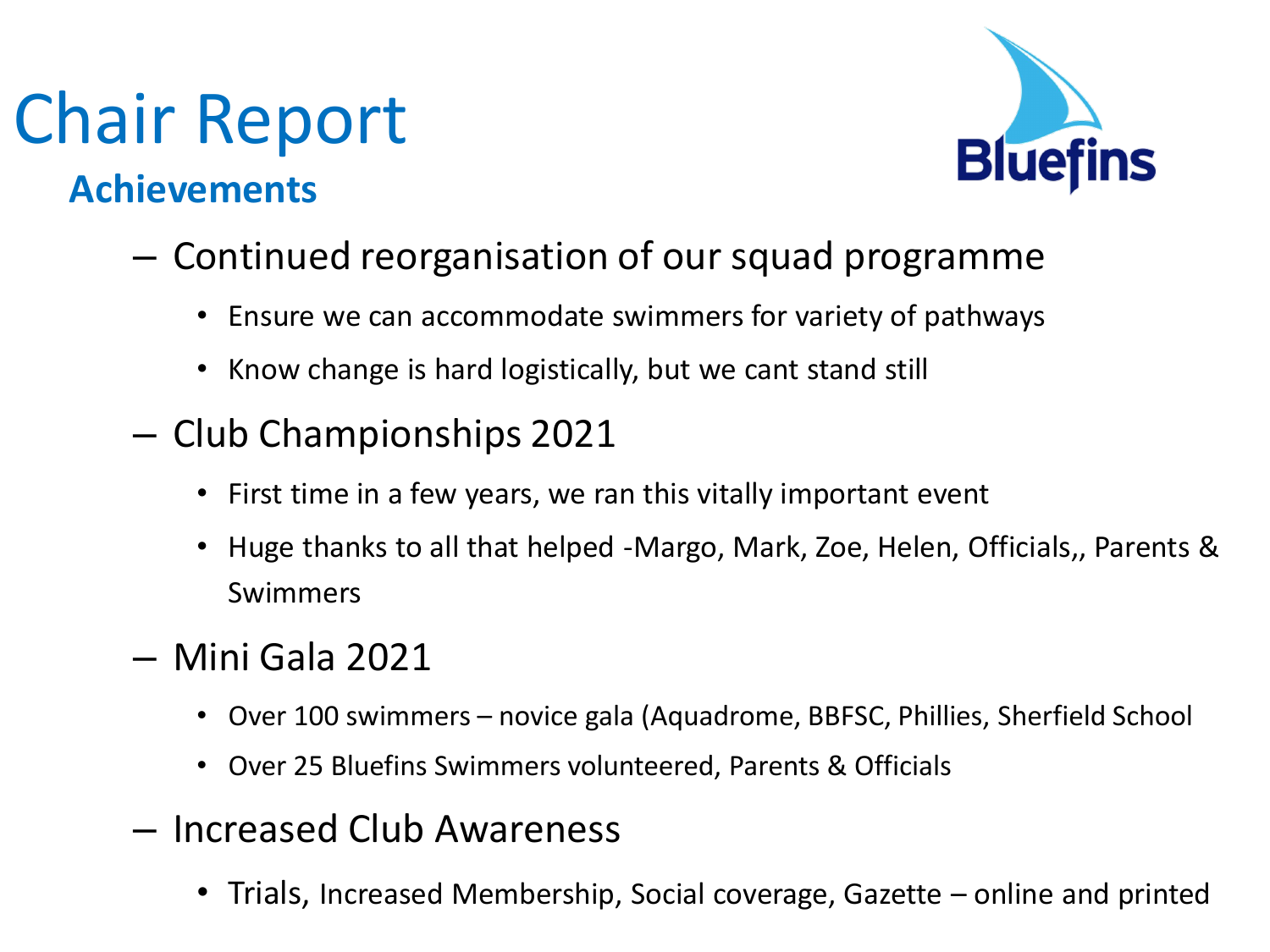# Chair Report

## Achievements

- Continued reorganisation of our squad programme
  - Ensure we can accommodate swimmers for variety of pathways
  - Know change is hard logistically, but we cant stand still
- Club Championships 2021
  - First time in a few years, we ran this vitally important event
  - Huge thanks to all that helped -Margo, Mark, Zoe, Helen, Officials,, Parents & Swimmers
- Mini Gala 2021
  - Over 100 swimmers – novice gala (Aquadrome, BBFSC, Phillies, Sherfield School
  - Over 25 Bluefins Swimmers volunteered, Parents & Officials
- Increased Club Awareness
  - Trials, Increased Membership, Social coverage, Gazette – online and printed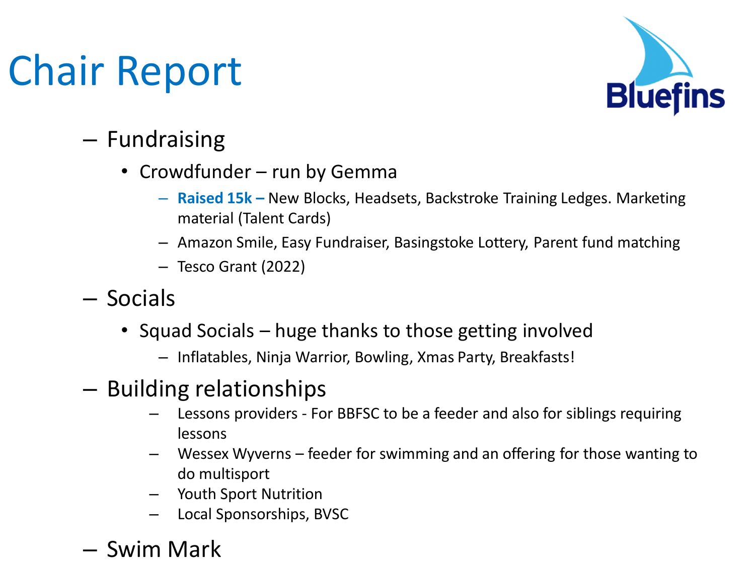# Chair Report

- Fundraising
  - Crowdfunder – run by Gemma
    - **Raised 15k –** New Blocks, Headsets, Backstroke Training Ledges. Marketing material (Talent Cards)
    - Amazon Smile, Easy Fundraiser, Basingstoke Lottery, Parent fund matching
    - Tesco Grant (2022)
- Socials
  - Squad Socials – huge thanks to those getting involved
    - Inflatables, Ninja Warrior, Bowling, Xmas Party, Breakfasts!
- Building relationships
  - Lessons providers - For BBFSC to be a feeder and also for siblings requiring lessons
  - Wessex Wyverns – feeder for swimming and an offering for those wanting to do multisport
  - Youth Sport Nutrition
  - Local Sponsorships, BVSC
- Swim Mark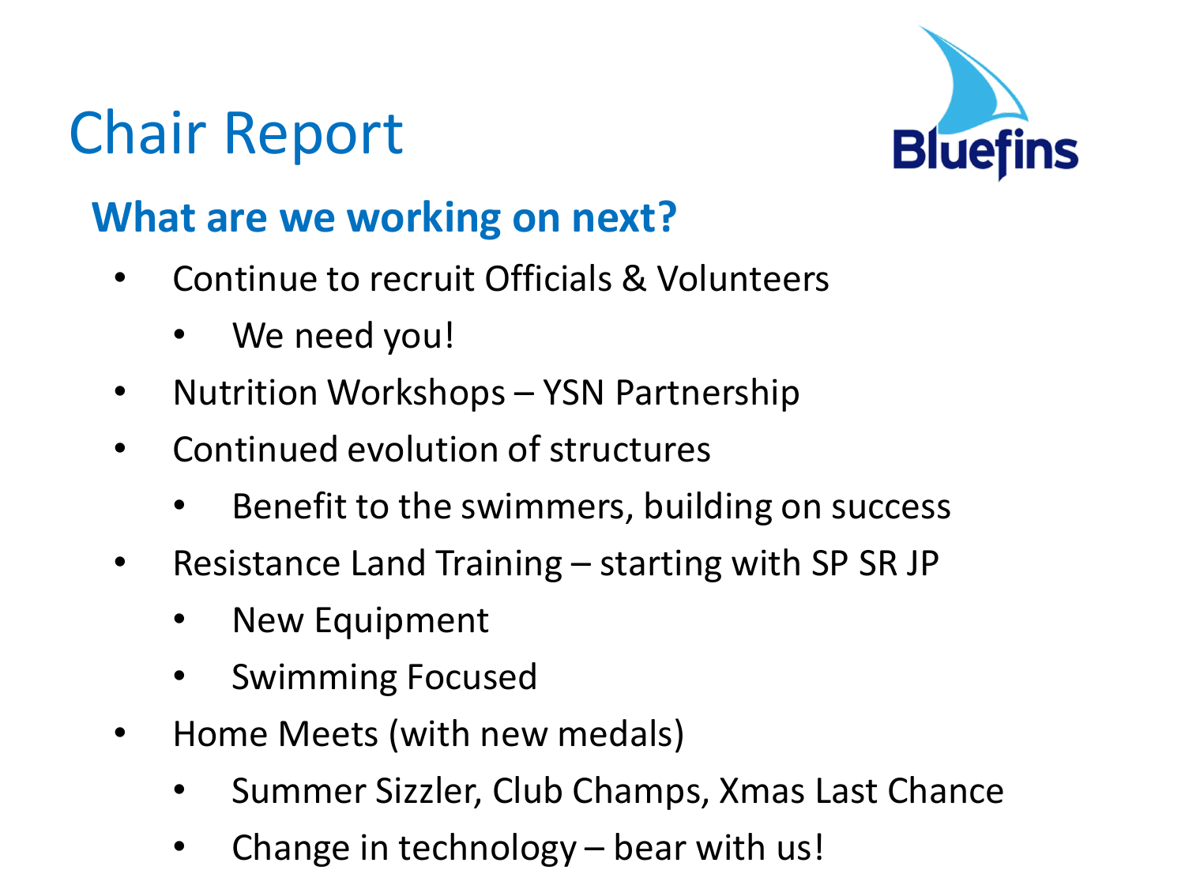# Chair Report

Bluefins

## What are we working on next?

- Continue to recruit Officials & Volunteers
  - We need you!
- Nutrition Workshops – YSN Partnership
- Continued evolution of structures
  - Benefit to the swimmers, building on success
- Resistance Land Training – starting with SP SR JP
  - New Equipment
  - Swimming Focused
- Home Meets (with new medals)
  - Summer Sizzler, Club Champs, Xmas Last Chance
  - Change in technology – bear with us!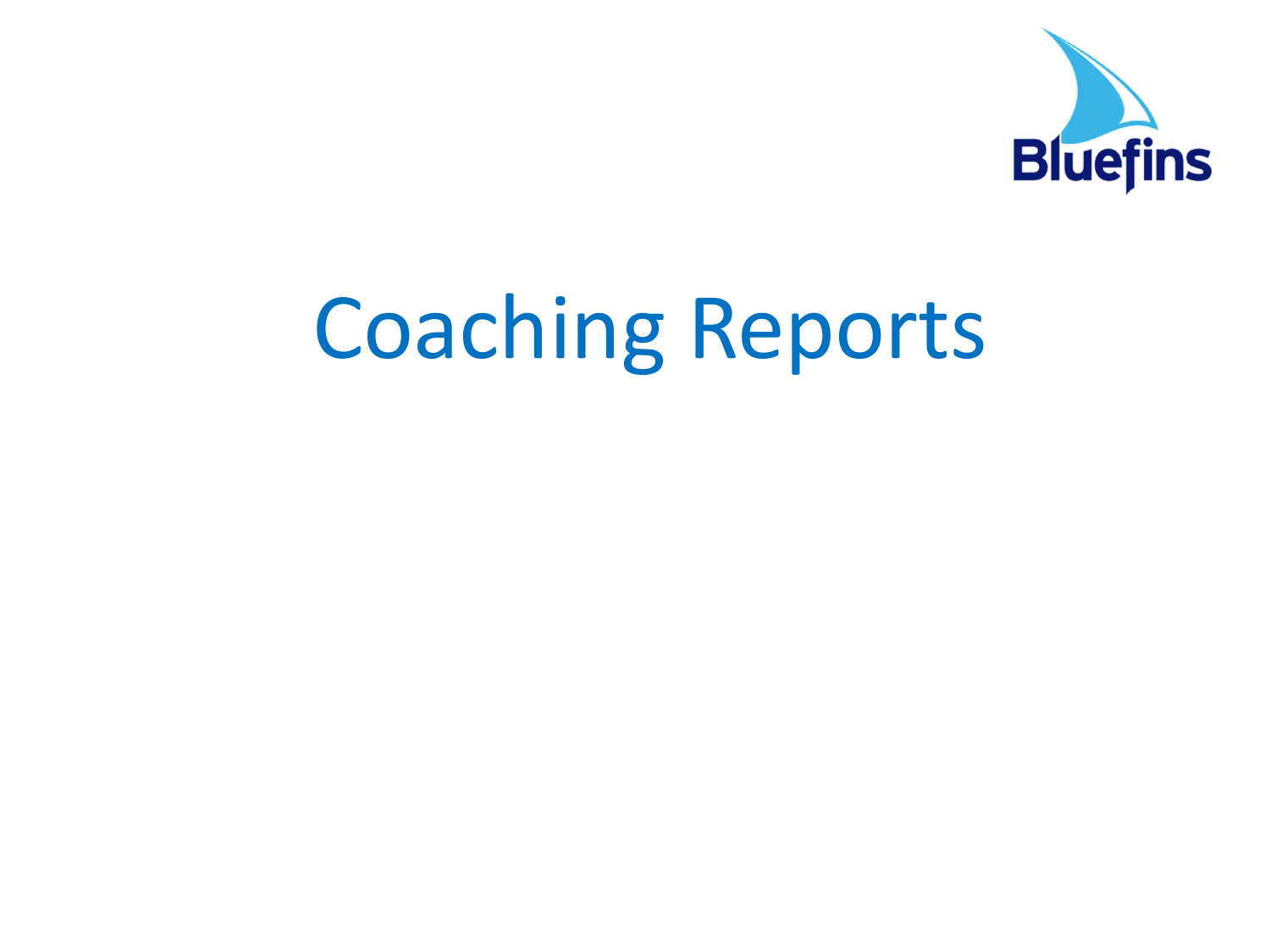Bluefins

# Coaching Reports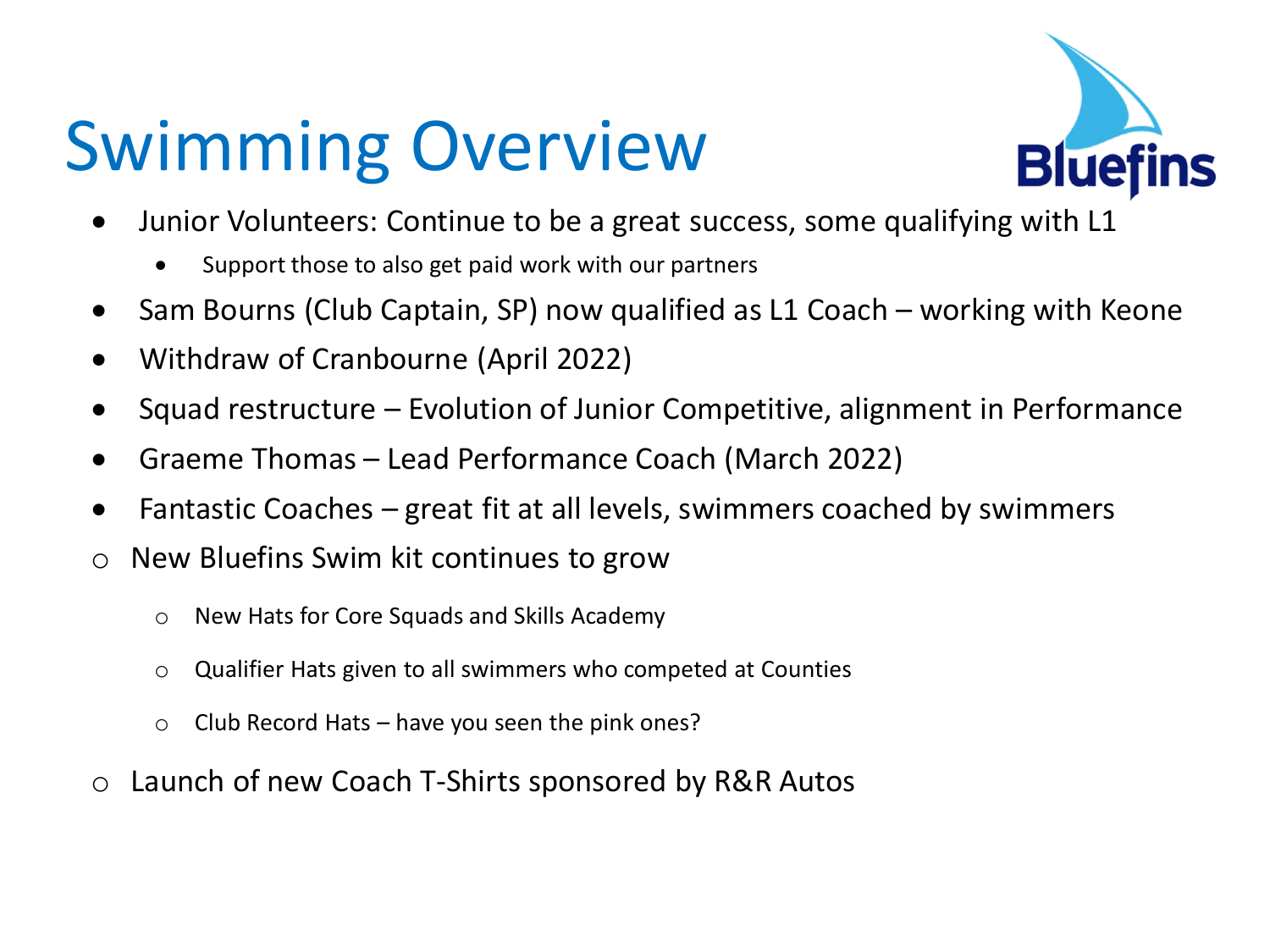# Swimming Overview

Bluefins

- Junior Volunteers: Continue to be a great success, some qualifying with L1
  - Support those to also get paid work with our partners
- Sam Bourns (Club Captain, SP) now qualified as L1 Coach – working with Keone
- Withdraw of Cranbourne (April 2022)
- Squad restructure – Evolution of Junior Competitive, alignment in Performance
- Graeme Thomas – Lead Performance Coach (March 2022)
- Fantastic Coaches – great fit at all levels, swimmers coached by swimmers
- New Bluefins Swim kit continues to grow
  - New Hats for Core Squads and Skills Academy
  - Qualifier Hats given to all swimmers who competed at Counties
  - Club Record Hats – have you seen the pink ones?
- Launch of new Coach T-Shirts sponsored by R&R Autos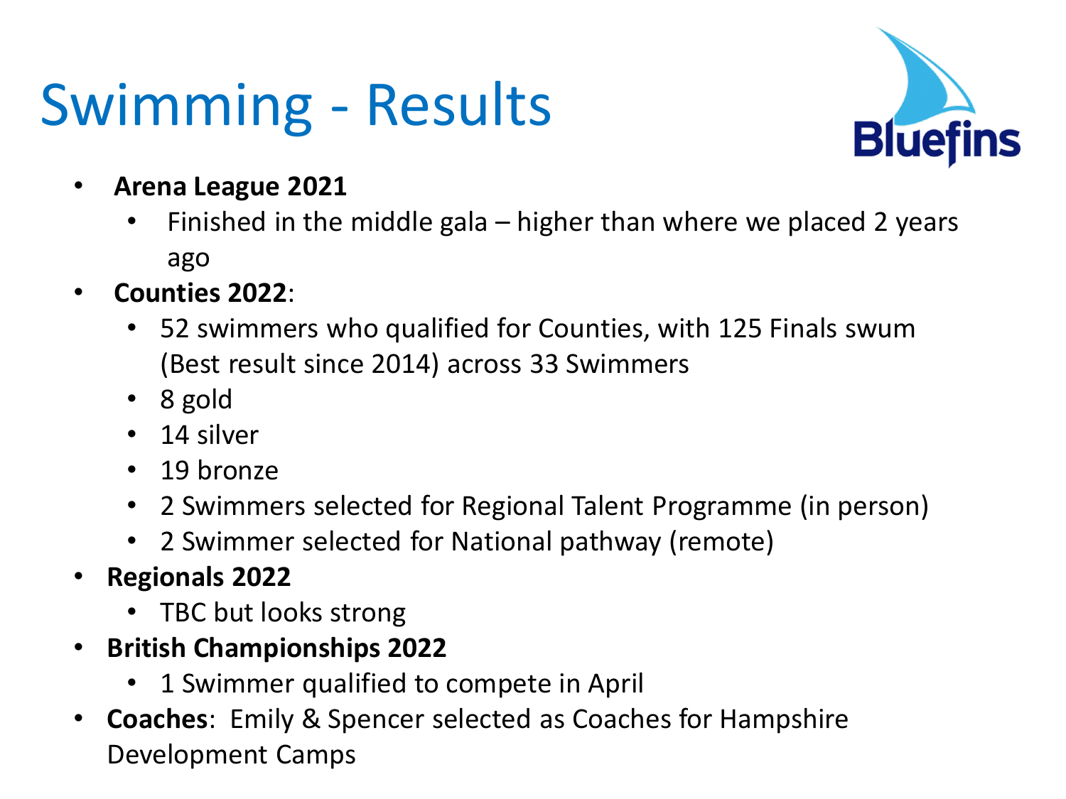# Swimming - Results

Bluefins

- **Arena League 2021**
  - Finished in the middle gala – higher than where we placed 2 years ago
- **Counties 2022**:
  - 52 swimmers who qualified for Counties, with 125 Finals swum (Best result since 2014) across 33 Swimmers
  - 8 gold
  - 14 silver
  - 19 bronze
  - 2 Swimmers selected for Regional Talent Programme (in person)
  - 2 Swimmer selected for National pathway (remote)
- **Regionals 2022**
  - TBC but looks strong
- **British Championships 2022**
  - 1 Swimmer qualified to compete in April
- **Coaches**: Emily & Spencer selected as Coaches for Hampshire Development Camps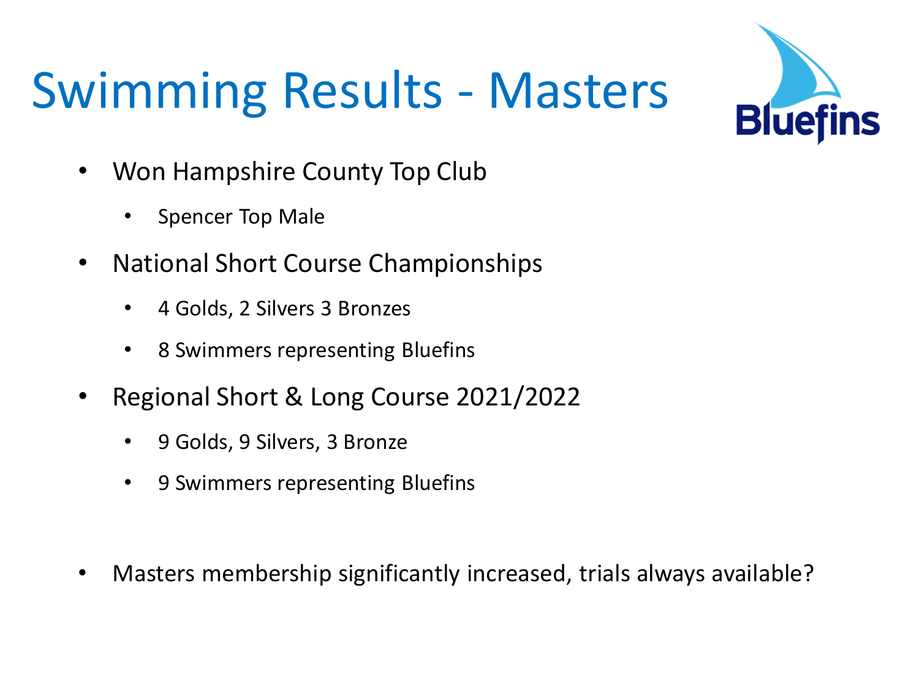# Swimming Results - Masters

Bluefins

- Won Hampshire County Top Club
  - Spencer Top Male
- National Short Course Championships
  - 4 Golds, 2 Silvers 3 Bronzes
  - 8 Swimmers representing Bluefins
- Regional Short & Long Course 2021/2022
  - 9 Golds, 9 Silvers, 3 Bronze
  - 9 Swimmers representing Bluefins

- Masters membership significantly increased, trials always available?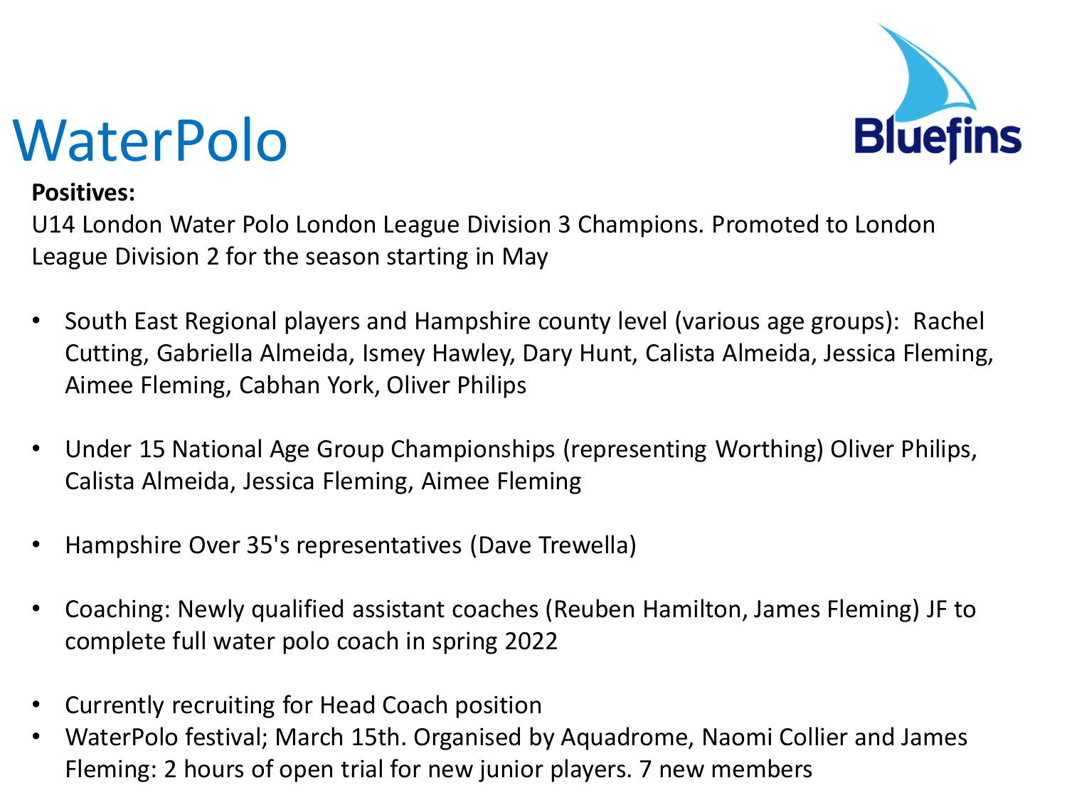# WaterPolo

Bluefins

**Positives:**

U14 London Water Polo London League Division 3 Champions. Promoted to London League Division 2 for the season starting in May

- South East Regional players and Hampshire county level (various age groups): Rachel Cutting, Gabriella Almeida, Ismey Hawley, Dary Hunt, Calista Almeida, Jessica Fleming, Aimee Fleming, Cabhan York, Oliver Philips

- Under 15 National Age Group Championships (representing Worthing) Oliver Philips, Calista Almeida, Jessica Fleming, Aimee Fleming

- Hampshire Over 35's representatives (Dave Trewella)

- Coaching: Newly qualified assistant coaches (Reuben Hamilton, James Fleming) JF to complete full water polo coach in spring 2022

- Currently recruiting for Head Coach position
- WaterPolo festival; March 15th. Organised by Aquadrome, Naomi Collier and James Fleming: 2 hours of open trial for new junior players. 7 new members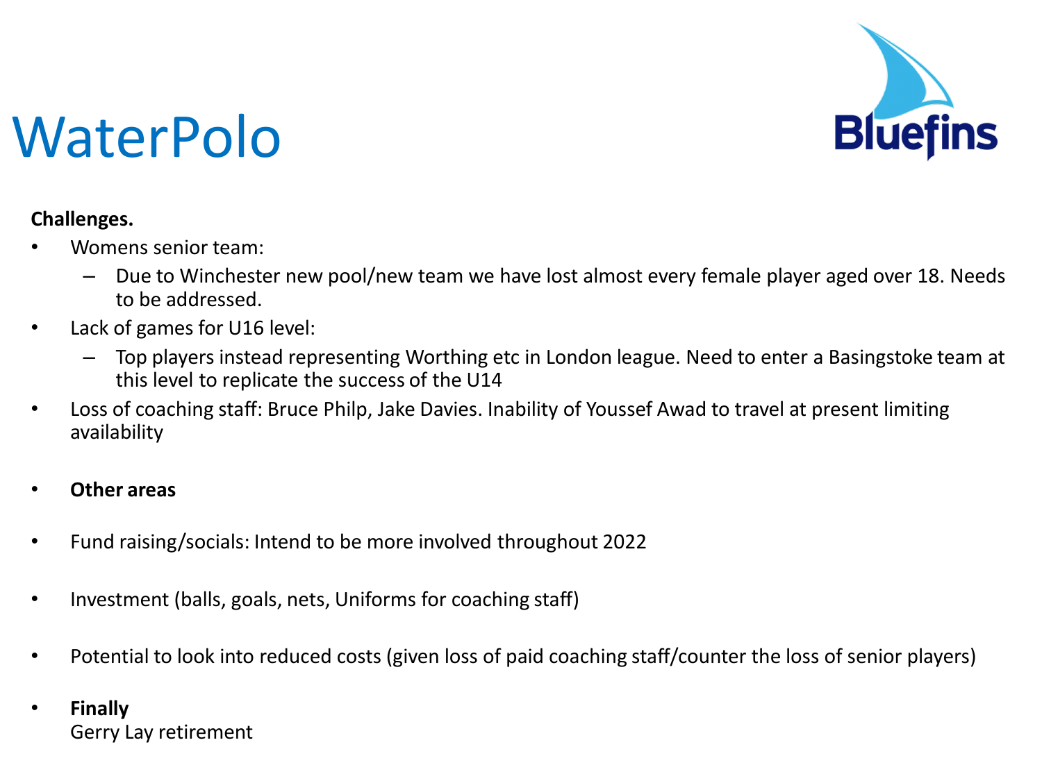# WaterPolo

Bluefins

**Challenges.**

- Womens senior team:
  - Due to Winchester new pool/new team we have lost almost every female player aged over 18. Needs to be addressed.
- Lack of games for U16 level:
  - Top players instead representing Worthing etc in London league. Need to enter a Basingstoke team at this level to replicate the success of the U14
- Loss of coaching staff: Bruce Philp, Jake Davies. Inability of Youssef Awad to travel at present limiting availability

- **Other areas**

- Fund raising/socials: Intend to be more involved throughout 2022

- Investment (balls, goals, nets, Uniforms for coaching staff)

- Potential to look into reduced costs (given loss of paid coaching staff/counter the loss of senior players)

- **Finally**
  Gerry Lay retirement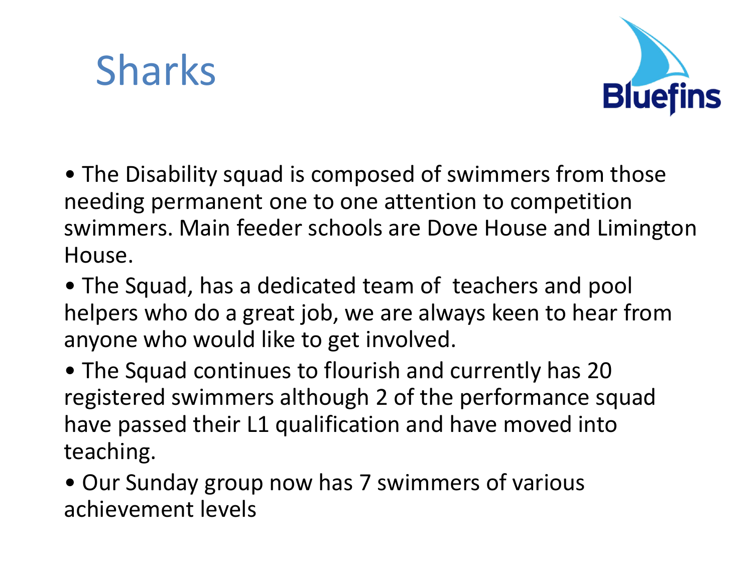# Sharks

Bluefins

- The Disability squad is composed of swimmers from those needing permanent one to one attention to competition swimmers. Main feeder schools are Dove House and Limington House.
- The Squad, has a dedicated team of teachers and pool helpers who do a great job, we are always keen to hear from anyone who would like to get involved.
- The Squad continues to flourish and currently has 20 registered swimmers although 2 of the performance squad have passed their L1 qualification and have moved into teaching.
- Our Sunday group now has 7 swimmers of various achievement levels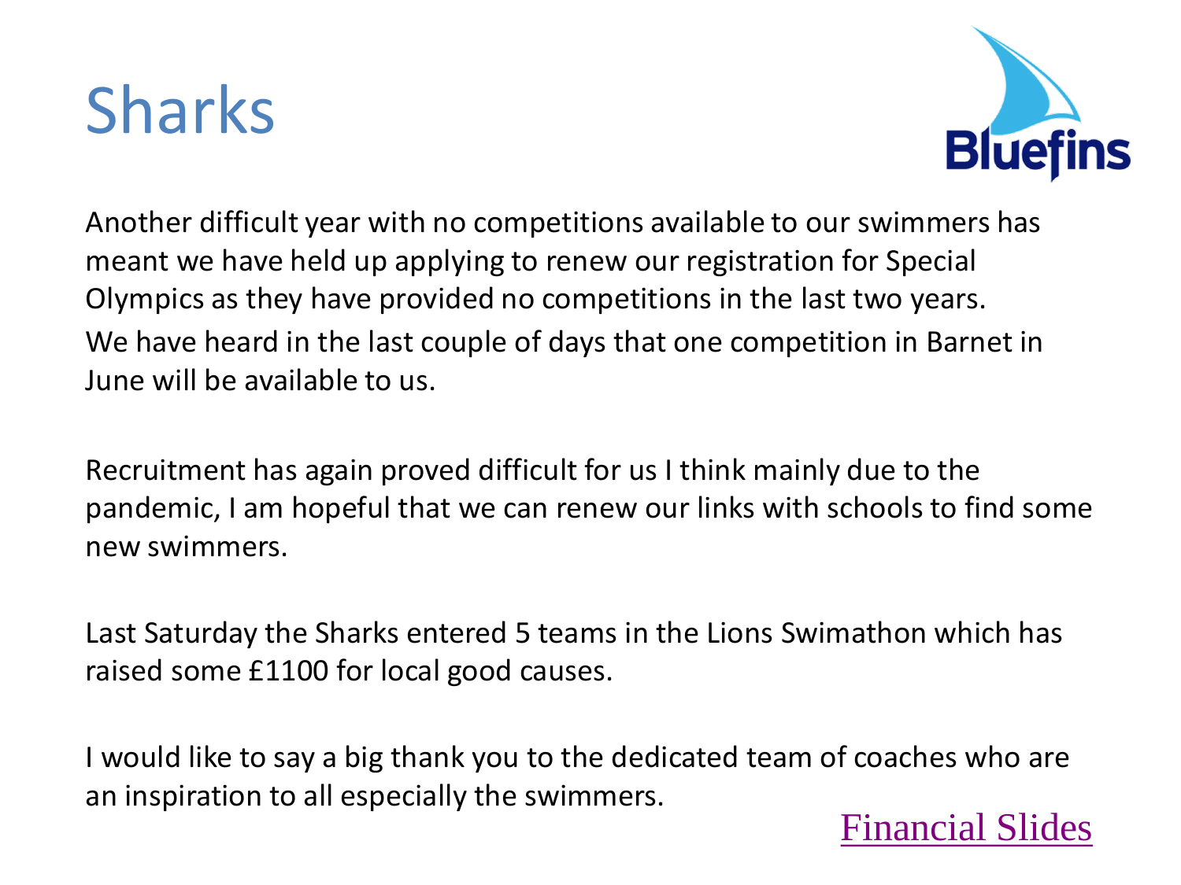# Sharks

Bluefins

Another difficult year with no competitions available to our swimmers has meant we have held up applying to renew our registration for Special Olympics as they have provided no competitions in the last two years. We have heard in the last couple of days that one competition in Barnet in June will be available to us.

Recruitment has again proved difficult for us I think mainly due to the pandemic, I am hopeful that we can renew our links with schools to find some new swimmers.

Last Saturday the Sharks entered 5 teams in the Lions Swimathon which has raised some £1100 for local good causes.

I would like to say a big thank you to the dedicated team of coaches who are an inspiration to all especially the swimmers.

Financial Slides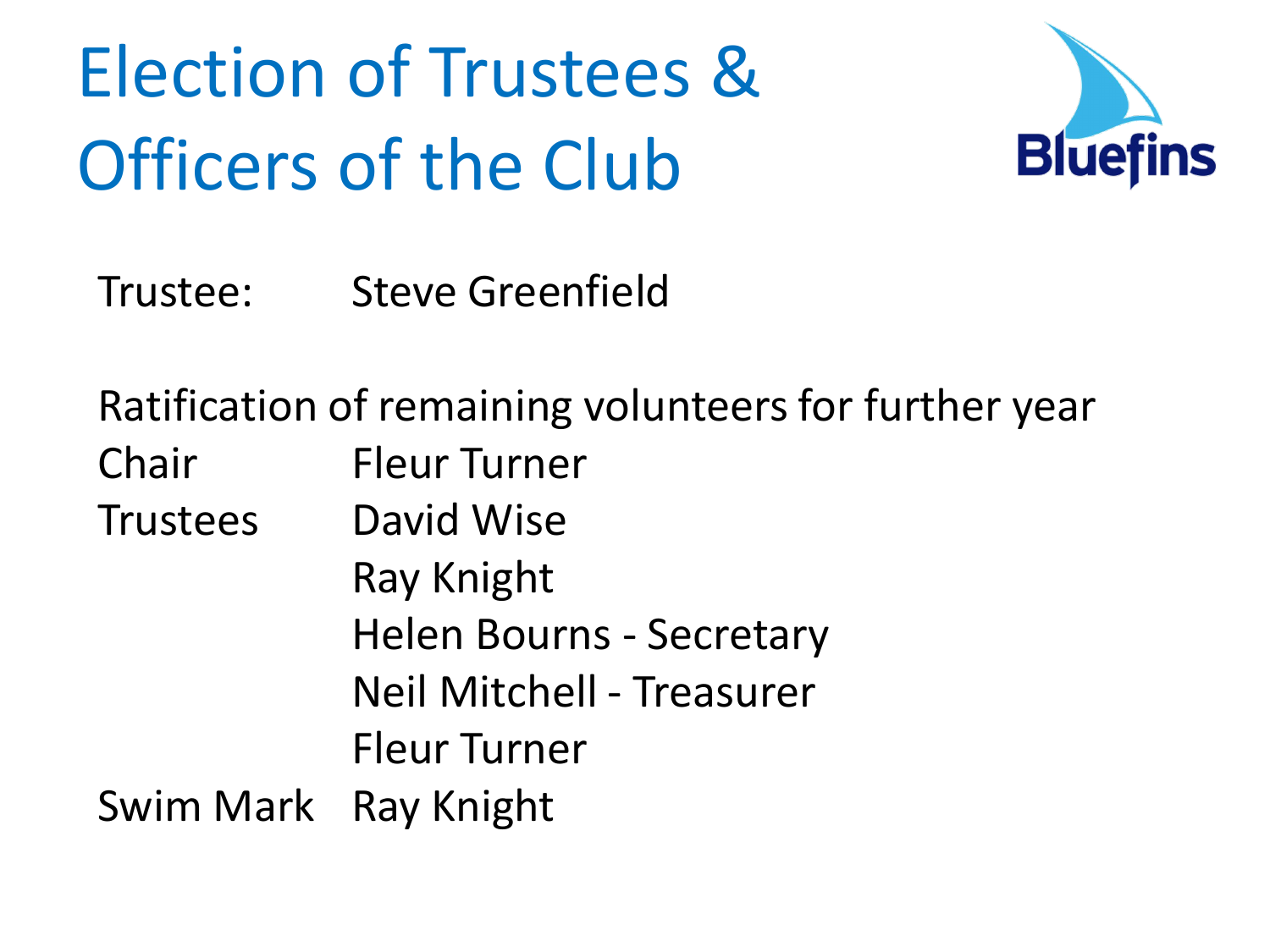# Election of Trustees & Officers of the Club

Bluefins

Trustee: Steve Greenfield

Ratification of remaining volunteers for further year

| | |
|---|---|
| Chair | Fleur Turner |
| Trustees | David Wise |
| | Ray Knight |
| | Helen Bourns - Secretary |
| | Neil Mitchell - Treasurer |
| | Fleur Turner |
| Swim Mark | Ray Knight |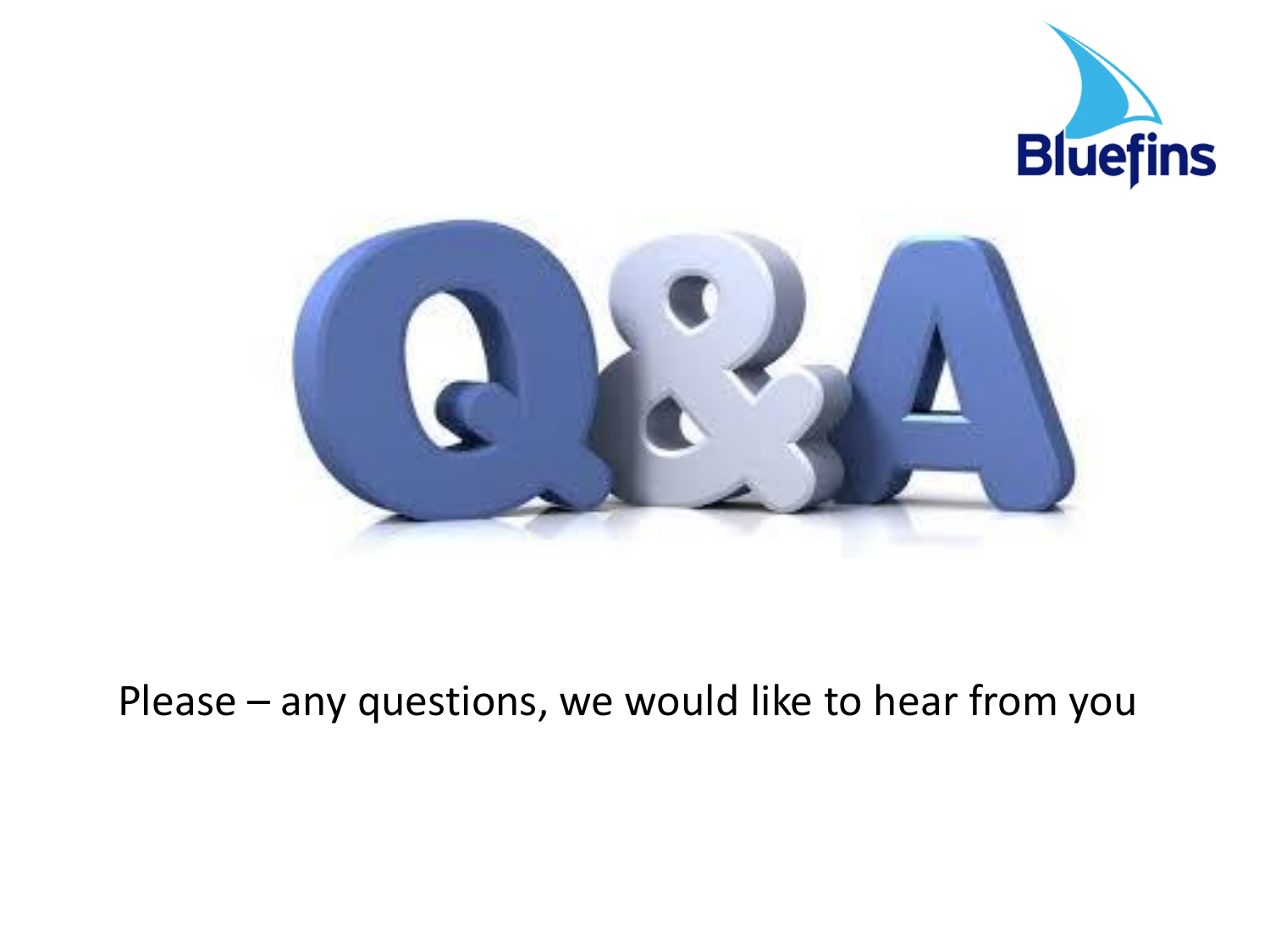Bluefins

Q&A

Please – any questions, we would like to hear from you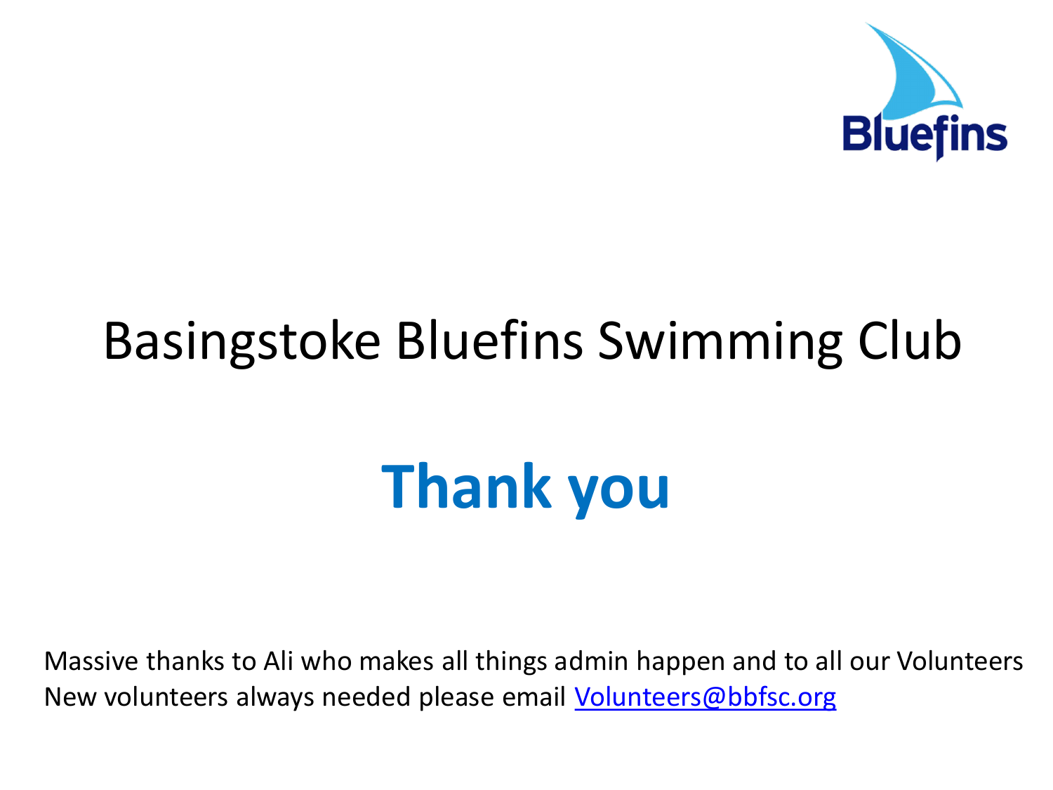Bluefins

# Basingstoke Bluefins Swimming Club

## **Thank you**

Massive thanks to Ali who makes all things admin happen and to all our Volunteers
New volunteers always needed please email Volunteers@bbfsc.org